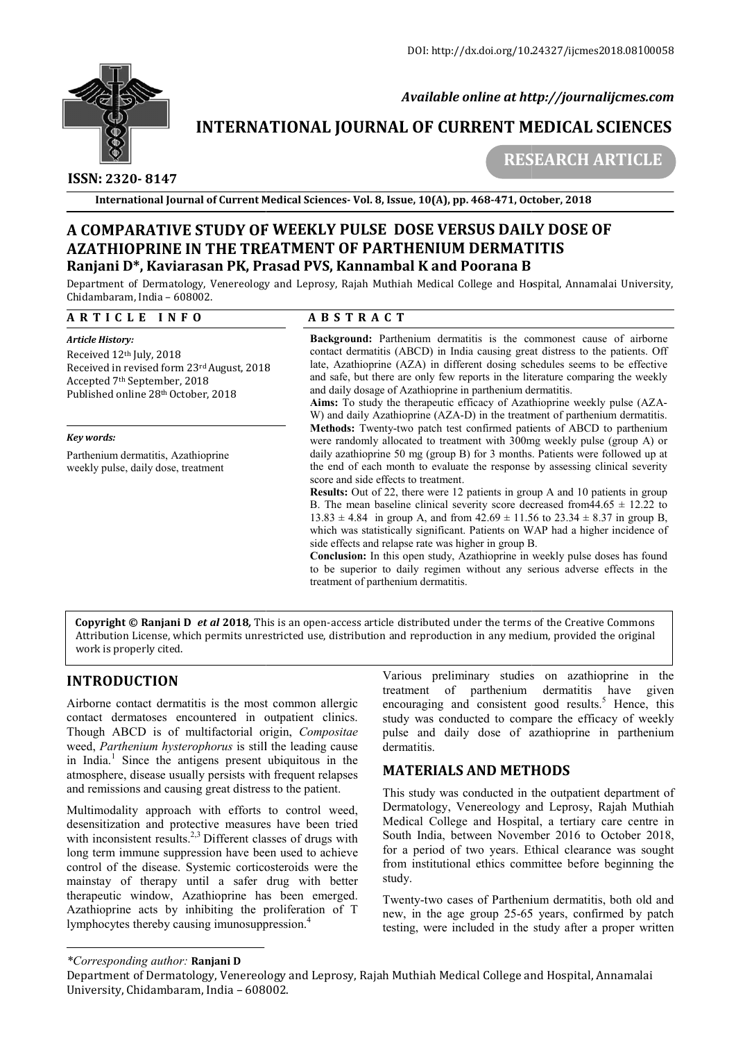DOI: http://dx.doi.org/10.24327/ijcmes2018.08100058

*Available online at http://journalijcmes.com*

# INTERNATIONAL JOURNAL OF CURRENT MEDICAL SCIENCES

**RESEARCH ARTICLE**

**ISSN: 2320- 8147**

**International Journal of Current Medical Sciences- Vol. 8, Issue, 10(A), pp. 468-471, October, 2018**

# A COMPARATIVE STUDY OF WEEKLY PULSE DOSE VERSUS DAILY DOSE OF AZATHIOPRINE IN THE TREATMENT OF PARTHENIUM DERMATITIS

**Ranjani D\*, Kaviarasan PK, Prasad PVS, Kannambal K and Poorana B**

Department of Dermatology, Venereology and Leprosy, Rajah Muthiah Medical College and Hospital, Annamalai University, Chidambaram, India – 608002.

## ARTICLE INFO

***Article History:***

Received 12th July, 2018
Received in revised form 23rd August, 2018
Accepted 7th September, 2018
Published online 28th October, 2018

***Key words:***

Parthenium dermatitis, Azathioprine weekly pulse, daily dose, treatment

## ABSTRACT

**Background:** Parthenium dermatitis is the commonest cause of airborne contact dermatitis (ABCD) in India causing great distress to the patients. Off late, Azathioprine (AZA) in different dosing schedules seems to be effective and safe, but there are only few reports in the literature comparing the weekly and daily dosage of Azathioprine in parthenium dermatitis.

**Aims:** To study the therapeutic efficacy of Azathioprine weekly pulse (AZA-W) and daily Azathioprine (AZA-D) in the treatment of parthenium dermatitis.

**Methods:** Twenty-two patch test confirmed patients of ABCD to parthenium were randomly allocated to treatment with 300mg weekly pulse (group A) or daily azathioprine 50 mg (group B) for 3 months. Patients were followed up at the end of each month to evaluate the response by assessing clinical severity score and side effects to treatment.

**Results:** Out of 22, there were 12 patients in group A and 10 patients in group B. The mean baseline clinical severity score decreased from44.65 ± 12.22 to 13.83 ± 4.84 in group A, and from 42.69 ± 11.56 to 23.34 ± 8.37 in group B, which was statistically significant. Patients on WAP had a higher incidence of side effects and relapse rate was higher in group B.

**Conclusion:** In this open study, Azathioprine in weekly pulse doses has found to be superior to daily regimen without any serious adverse effects in the treatment of parthenium dermatitis.

**Copyright © Ranjani D *et al* 2018,** This is an open-access article distributed under the terms of the Creative Commons Attribution License, which permits unrestricted use, distribution and reproduction in any medium, provided the original work is properly cited.

## INTRODUCTION

Airborne contact dermatitis is the most common allergic contact dermatoses encountered in outpatient clinics. Though ABCD is of multifactorial origin, *Compositae* weed, *Parthenium hysterophorus* is still the leading cause in India.[1] Since the antigens present ubiquitous in the atmosphere, disease usually persists with frequent relapses and remissions and causing great distress to the patient.

Multimodality approach with efforts to control weed, desensitization and protective measures have been tried with inconsistent results.[2,3] Different classes of drugs with long term immune suppression have been used to achieve control of the disease. Systemic corticosteroids were the mainstay of therapy until a safer drug with better therapeutic window, Azathioprine has been emerged. Azathioprine acts by inhibiting the proliferation of T lymphocytes thereby causing imunosuppression.[4]

Various preliminary studies on azathioprine in the treatment of parthenium dermatitis have given encouraging and consistent good results.[5] Hence, this study was conducted to compare the efficacy of weekly pulse and daily dose of azathioprine in parthenium dermatitis.

## MATERIALS AND METHODS

This study was conducted in the outpatient department of Dermatology, Venereology and Leprosy, Rajah Muthiah Medical College and Hospital, a tertiary care centre in South India, between November 2016 to October 2018, for a period of two years. Ethical clearance was sought from institutional ethics committee before beginning the study.

Twenty-two cases of Parthenium dermatitis, both old and new, in the age group 25-65 years, confirmed by patch testing, were included in the study after a proper written

*\*Corresponding author:* **Ranjani D**
Department of Dermatology, Venereology and Leprosy, Rajah Muthiah Medical College and Hospital, Annamalai University, Chidambaram, India – 608002.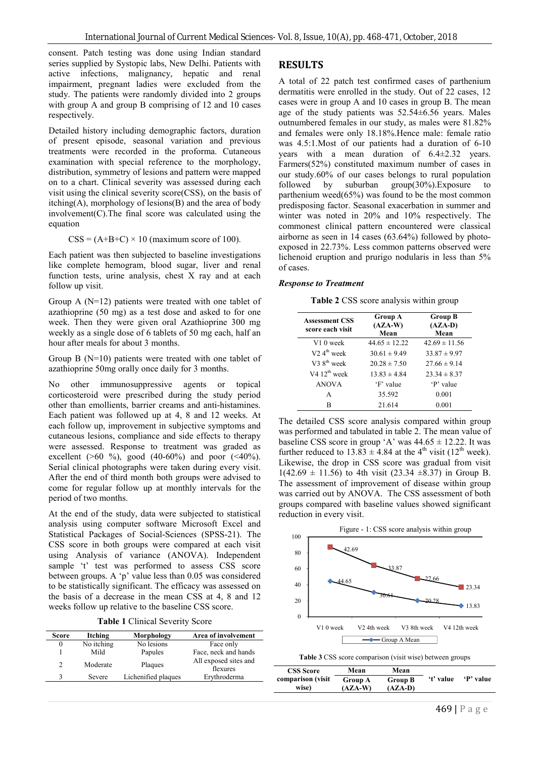consent. Patch testing was done using Indian standard series supplied by Systopic labs, New Delhi. Patients with active infections, malignancy, hepatic and renal impairment, pregnant ladies were excluded from the study. The patients were randomly divided into 2 groups with group A and group B comprising of 12 and 10 cases respectively.

Detailed history including demographic factors, duration of present episode, seasonal variation and previous treatments were recorded in the proforma. Cutaneous examination with special reference to the morphology, distribution, symmetry of lesions and pattern were mapped on to a chart. Clinical severity was assessed during each visit using the clinical severity score(CSS), on the basis of itching(A), morphology of lesions(B) and the area of body involvement(C).The final score was calculated using the equation

$$CSS = (A+B+C) \times 10 \text{ (maximum score of 100).}$$

Each patient was then subjected to baseline investigations like complete hemogram, blood sugar, liver and renal function tests, urine analysis, chest X ray and at each follow up visit.

Group A (N=12) patients were treated with one tablet of azathioprine (50 mg) as a test dose and asked to for one week. Then they were given oral Azathioprine 300 mg weekly as a single dose of 6 tablets of 50 mg each, half an hour after meals for about 3 months.

Group B (N=10) patients were treated with one tablet of azathioprine 50mg orally once daily for 3 months.

No other immunosuppressive agents or topical corticosteroid were prescribed during the study period other than emollients, barrier creams and anti-histamines. Each patient was followed up at 4, 8 and 12 weeks. At each follow up, improvement in subjective symptoms and cutaneous lesions, compliance and side effects to therapy were assessed. Response to treatment was graded as excellent (>60 %), good (40-60%) and poor (<40%). Serial clinical photographs were taken during every visit. After the end of third month both groups were advised to come for regular follow up at monthly intervals for the period of two months.

At the end of the study, data were subjected to statistical analysis using computer software Microsoft Excel and Statistical Packages of Social-Sciences (SPSS-21). The CSS score in both groups were compared at each visit using Analysis of variance (ANOVA). Independent sample 't' test was performed to assess CSS score between groups. A 'p' value less than 0.05 was considered to be statistically significant. The efficacy was assessed on the basis of a decrease in the mean CSS at 4, 8 and 12 weeks follow up relative to the baseline CSS score.

**Table 1** Clinical Severity Score

| Score | Itching | Morphology | Area of involvement |
|---|---|---|---|
| 0 | No itching | No lesions | Face only |
| 1 | Mild | Papules | Face, neck and hands |
| 2 | Moderate | Plaques | All exposed sites and flexures |
| 3 | Severe | Lichenified plaques | Erythroderma |

## RESULTS

A total of 22 patch test confirmed cases of parthenium dermatitis were enrolled in the study. Out of 22 cases, 12 cases were in group A and 10 cases in group B. The mean age of the study patients was 52.54±6.56 years. Males outnumbered females in our study, as males were 81.82% and females were only 18.18%.Hence male: female ratio was 4.5:1.Most of our patients had a duration of 6-10 years with a mean duration of 6.4±2.32 years. Farmers(52%) constituted maximum number of cases in our study.60% of our cases belongs to rural population followed by suburban group(30%).Exposure to parthenium weed(65%) was found to be the most common predisposing factor. Seasonal exacerbation in summer and winter was noted in 20% and 10% respectively. The commonest clinical pattern encountered were classical airborne as seen in 14 cases (63.64%) followed by photo-exposed in 22.73%. Less common patterns observed were lichenoid eruption and prurigo nodularis in less than 5% of cases.

### *Response to Treatment*

**Table 2** CSS score analysis within group

| Assessment CSS score each visit | Group A (AZA-W) Mean | Group B (AZA-D) Mean |
|---|---|---|
| V1 0 week | 44.65 ± 12.22 | 42.69 ± 11.56 |
| V2 4th week | 30.61 ± 9.49 | 33.87 ± 9.97 |
| V3 8th week | 20.28 ± 7.50 | 27.66 ± 9.14 |
| V4 12th week | 13.83 ± 4.84 | 23.34 ± 8.37 |
| ANOVA | 'F' value | 'P' value |
| A | 35.592 | 0.001 |
| B | 21.614 | 0.001 |

The detailed CSS score analysis compared within group was performed and tabulated in table 2. The mean value of baseline CSS score in group 'A' was 44.65 ± 12.22. It was further reduced to 13.83 ± 4.84 at the 4th visit (12th week). Likewise, the drop in CSS score was gradual from visit 1(42.69 ± 11.56) to 4th visit (23.34 ±8.37) in Group B. The assessment of improvement of disease within group was carried out by ANOVA. The CSS assessment of both groups compared with baseline values showed significant reduction in every visit.

Figure - 1: CSS score analysis within group

**Table 3** CSS score comparison (visit wise) between groups

| CSS Score comparison (visit wise) | Mean Group A (AZA-W) | Mean Group B (AZA-D) | 't' value | 'P' value |
|---|---|---|---|---|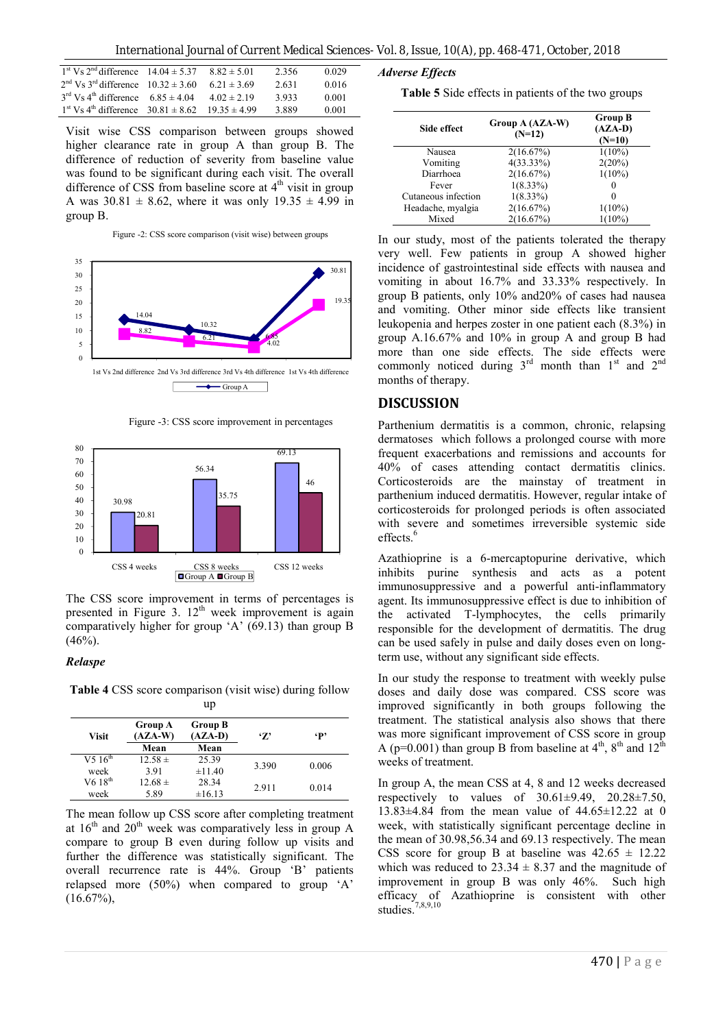| | | | | |
|---|---|---|---|---|
| 1st Vs 2nd difference | 14.04 ± 5.37 | 8.82 ± 5.01 | 2.356 | 0.029 |
| 2nd Vs 3rd difference | 10.32 ± 3.60 | 6.21 ± 3.69 | 2.631 | 0.016 |
| 3rd Vs 4th difference | 6.85 ± 4.04 | 4.02 ± 2.19 | 3.933 | 0.001 |
| 1st Vs 4th difference | 30.81 ± 8.62 | 19.35 ± 4.99 | 3.889 | 0.001 |

Visit wise CSS comparison between groups showed higher clearance rate in group A than group B. The difference of reduction of severity from baseline value was found to be significant during each visit. The overall difference of CSS from baseline score at 4th visit in group A was 30.81 ± 8.62, where it was only 19.35 ± 4.99 in group B.

Figure -2: CSS score comparison (visit wise) between groups

Figure -3: CSS score improvement in percentages

The CSS score improvement in terms of percentages is presented in Figure 3. 12th week improvement is again comparatively higher for group 'A' (69.13) than group B (46%).

### *Relapse*

**Table 4** CSS score comparison (visit wise) during follow up

| Visit | Group A (AZA-W) | Group B (AZA-D) | 'Z' | 'P' |
|---|---|---|---|---|
| | Mean | Mean | | |
| V5 16th week | 12.58 ± 3.91 | 25.39 ±11.40 | 3.390 | 0.006 |
| V6 18th week | 12.68 ± 5.89 | 28.34 ±16.13 | 2.911 | 0.014 |

The mean follow up CSS score after completing treatment at 16th and 20th week was comparatively less in group A compare to group B even during follow up visits and further the difference was statistically significant. The overall recurrence rate is 44%. Group 'B' patients relapsed more (50%) when compared to group 'A' (16.67%),

### *Adverse Effects*

**Table 5** Side effects in patients of the two groups

| Side effect | Group A (AZA-W) (N=12) | Group B (AZA-D) (N=10) |
|---|---|---|
| Nausea | 2(16.67%) | 1(10%) |
| Vomiting | 4(33.33%) | 2(20%) |
| Diarrhoea | 2(16.67%) | 1(10%) |
| Fever | 1(8.33%) | 0 |
| Cutaneous infection | 1(8.33%) | 0 |
| Headache, myalgia | 2(16.67%) | 1(10%) |
| Mixed | 2(16.67%) | 1(10%) |

In our study, most of the patients tolerated the therapy very well. Few patients in group A showed higher incidence of gastrointestinal side effects with nausea and vomiting in about 16.7% and 33.33% respectively. In group B patients, only 10% and20% of cases had nausea and vomiting. Other minor side effects like transient leukopenia and herpes zoster in one patient each (8.3%) in group A.16.67% and 10% in group A and group B had more than one side effects. The side effects were commonly noticed during 3rd month than 1st and 2nd months of therapy.

## DISCUSSION

Parthenium dermatitis is a common, chronic, relapsing dermatoses which follows a prolonged course with more frequent exacerbations and remissions and accounts for 40% of cases attending contact dermatitis clinics. Corticosteroids are the mainstay of treatment in parthenium induced dermatitis. However, regular intake of corticosteroids for prolonged periods is often associated with severe and sometimes irreversible systemic side effects.[6]

Azathioprine is a 6-mercaptopurine derivative, which inhibits purine synthesis and acts as a potent immunosuppressive and a powerful anti-inflammatory agent. Its immunosuppressive effect is due to inhibition of the activated T-lymphocytes, the cells primarily responsible for the development of dermatitis. The drug can be used safely in pulse and daily doses even on long-term use, without any significant side effects.

In our study the response to treatment with weekly pulse doses and daily dose was compared. CSS score was improved significantly in both groups following the treatment. The statistical analysis also shows that there was more significant improvement of CSS score in group A (p=0.001) than group B from baseline at 4th, 8th and 12th weeks of treatment.

In group A, the mean CSS at 4, 8 and 12 weeks decreased respectively to values of 30.61±9.49, 20.28±7.50, 13.83±4.84 from the mean value of 44.65±12.22 at 0 week, with statistically significant percentage decline in the mean of 30.98,56.34 and 69.13 respectively. The mean CSS score for group B at baseline was 42.65 ± 12.22 which was reduced to 23.34 ± 8.37 and the magnitude of improvement in group B was only 46%. Such high efficacy of Azathioprine is consistent with other studies.[7,8,9,10]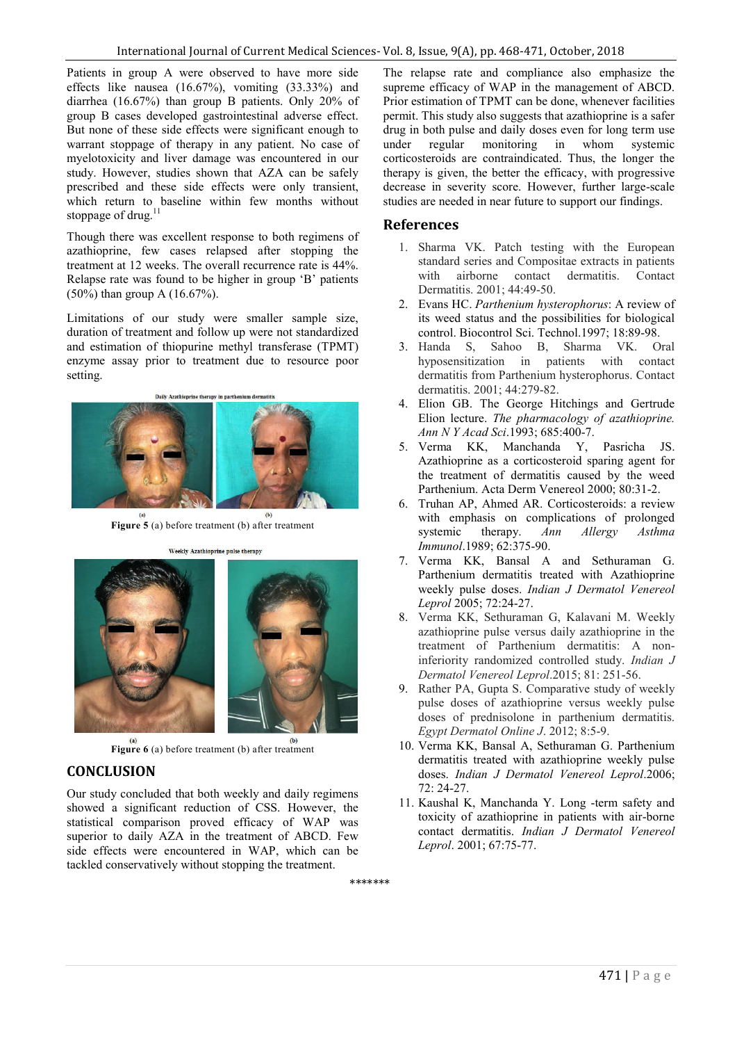Patients in group A were observed to have more side effects like nausea (16.67%), vomiting (33.33%) and diarrhea (16.67%) than group B patients. Only 20% of group B cases developed gastrointestinal adverse effect. But none of these side effects were significant enough to warrant stoppage of therapy in any patient. No case of myelotoxicity and liver damage was encountered in our study. However, studies shown that AZA can be safely prescribed and these side effects were only transient, which return to baseline within few months without stoppage of drug.[11]

Though there was excellent response to both regimens of azathioprine, few cases relapsed after stopping the treatment at 12 weeks. The overall recurrence rate is 44%. Relapse rate was found to be higher in group 'B' patients (50%) than group A (16.67%).

Limitations of our study were smaller sample size, duration of treatment and follow up were not standardized and estimation of thiopurine methyl transferase (TPMT) enzyme assay prior to treatment due to resource poor setting.

Daily Azathioprine therapy in parthenium dermatitis

(a) (b)

**Figure 5** (a) before treatment (b) after treatment

Weekly Azathioprine pulse therapy

(a) (b)

**Figure 6** (a) before treatment (b) after treatment

## CONCLUSION

Our study concluded that both weekly and daily regimens showed a significant reduction of CSS. However, the statistical comparison proved efficacy of WAP was superior to daily AZA in the treatment of ABCD. Few side effects were encountered in WAP, which can be tackled conservatively without stopping the treatment.

The relapse rate and compliance also emphasize the supreme efficacy of WAP in the management of ABCD. Prior estimation of TPMT can be done, whenever facilities permit. This study also suggests that azathioprine is a safer drug in both pulse and daily doses even for long term use under regular monitoring in whom systemic corticosteroids are contraindicated. Thus, the longer the therapy is given, the better the efficacy, with progressive decrease in severity score. However, further large-scale studies are needed in near future to support our findings.

## References

1. Sharma VK. Patch testing with the European standard series and Compositae extracts in patients with airborne contact dermatitis. Contact Dermatitis. 2001; 44:49-50.
2. Evans HC. *Parthenium hysterophorus*: A review of its weed status and the possibilities for biological control. Biocontrol Sci. Technol.1997; 18:89-98.
3. Handa S, Sahoo B, Sharma VK. Oral hyposensitization in patients with contact dermatitis from Parthenium hysterophorus. Contact dermatitis. 2001; 44:279-82.
4. Elion GB. The George Hitchings and Gertrude Elion lecture. *The pharmacology of azathioprine. Ann N Y Acad Sci*.1993; 685:400-7.
5. Verma KK, Manchanda Y, Pasricha JS. Azathioprine as a corticosteroid sparing agent for the treatment of dermatitis caused by the weed Parthenium. Acta Derm Venereol 2000; 80:31-2.
6. Truhan AP, Ahmed AR. Corticosteroids: a review with emphasis on complications of prolonged systemic therapy. *Ann Allergy Asthma Immunol*.1989; 62:375-90.
7. Verma KK, Bansal A and Sethuraman G. Parthenium dermatitis treated with Azathioprine weekly pulse doses. *Indian J Dermatol Venereol Leprol* 2005; 72:24-27.
8. Verma KK, Sethuraman G, Kalavani M. Weekly azathioprine pulse versus daily azathioprine in the treatment of Parthenium dermatitis: A non-inferiority randomized controlled study. *Indian J Dermatol Venereol Leprol*.2015; 81: 251-56.
9. Rather PA, Gupta S. Comparative study of weekly pulse doses of azathioprine versus weekly pulse doses of prednisolone in parthenium dermatitis. *Egypt Dermatol Online J*. 2012; 8:5-9.
10. Verma KK, Bansal A, Sethuraman G. Parthenium dermatitis treated with azathioprine weekly pulse doses. *Indian J Dermatol Venereol Leprol*.2006; 72: 24-27.
11. Kaushal K, Manchanda Y. Long -term safety and toxicity of azathioprine in patients with air-borne contact dermatitis. *Indian J Dermatol Venereol Leprol*. 2001; 67:75-77.

*******